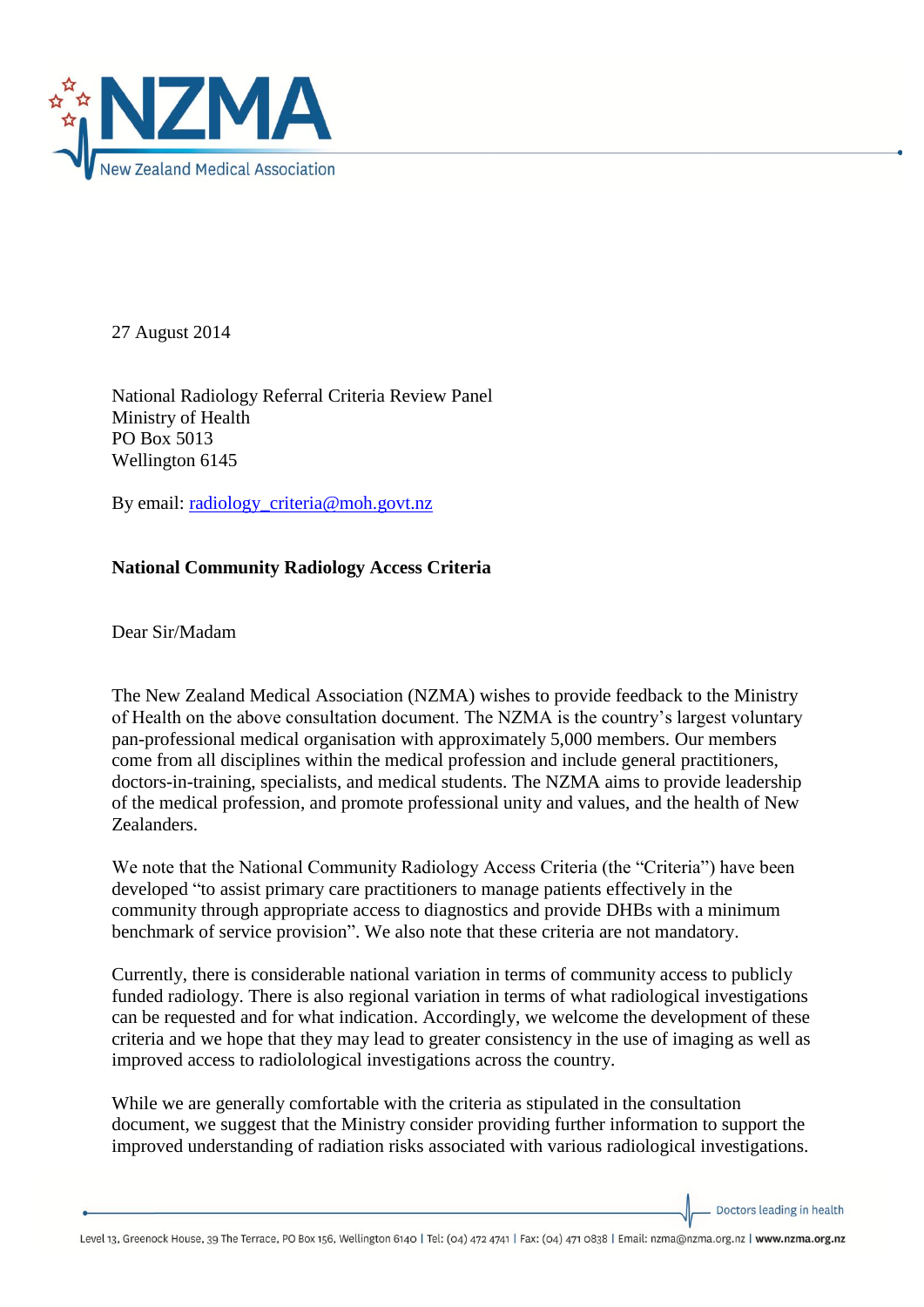27 August 2014

National Radiology Referral Criteria Review Panel
Ministry of Health
PO Box 5013
Wellington 6145

By email: radiology_criteria@moh.govt.nz

**National Community Radiology Access Criteria**

Dear Sir/Madam

The New Zealand Medical Association (NZMA) wishes to provide feedback to the Ministry of Health on the above consultation document. The NZMA is the country's largest voluntary pan-professional medical organisation with approximately 5,000 members. Our members come from all disciplines within the medical profession and include general practitioners, doctors-in-training, specialists, and medical students. The NZMA aims to provide leadership of the medical profession, and promote professional unity and values, and the health of New Zealanders.

We note that the National Community Radiology Access Criteria (the "Criteria") have been developed "to assist primary care practitioners to manage patients effectively in the community through appropriate access to diagnostics and provide DHBs with a minimum benchmark of service provision". We also note that these criteria are not mandatory.

Currently, there is considerable national variation in terms of community access to publicly funded radiology. There is also regional variation in terms of what radiological investigations can be requested and for what indication. Accordingly, we welcome the development of these criteria and we hope that they may lead to greater consistency in the use of imaging as well as improved access to radiolological investigations across the country.

While we are generally comfortable with the criteria as stipulated in the consultation document, we suggest that the Ministry consider providing further information to support the improved understanding of radiation risks associated with various radiological investigations.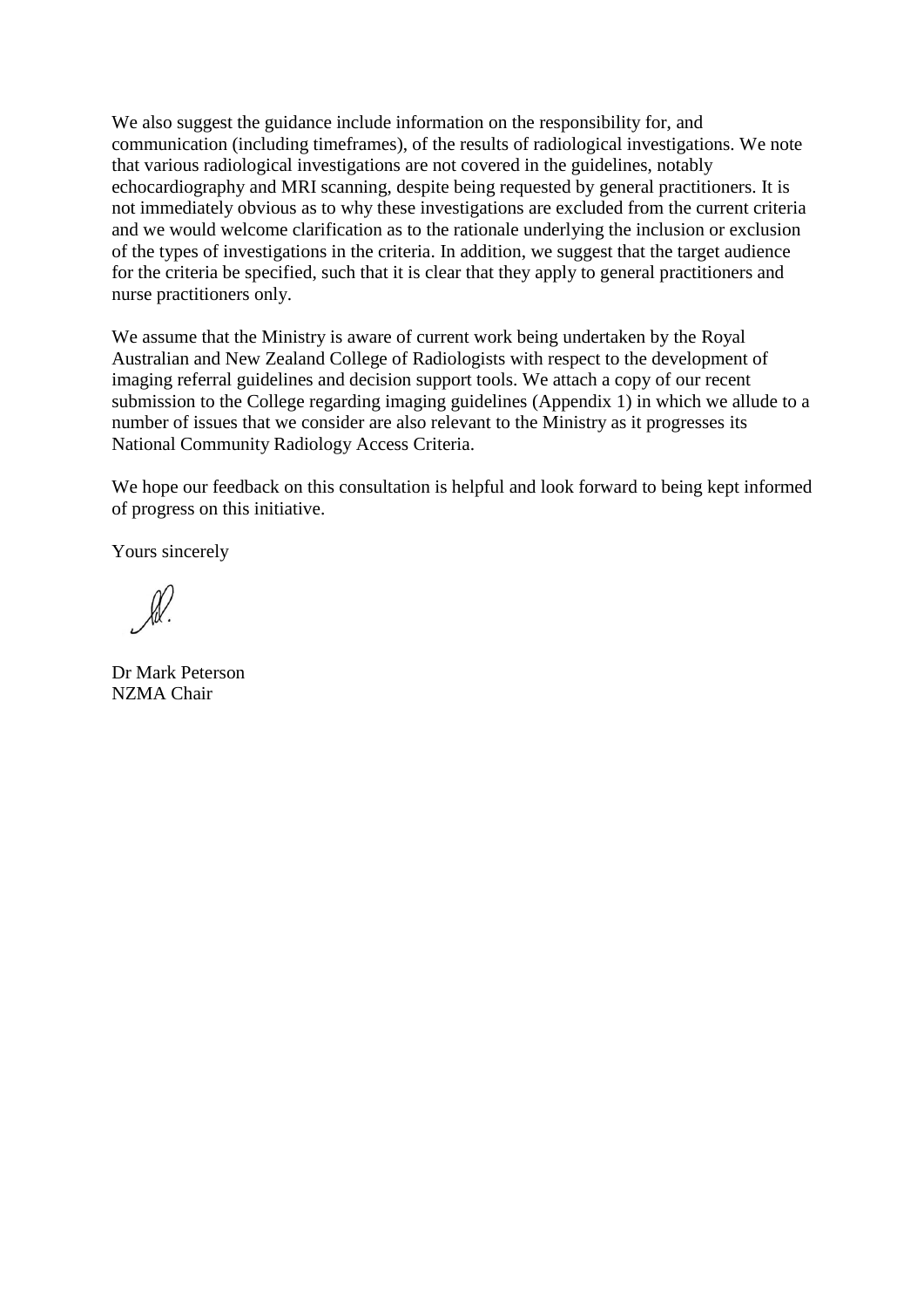We also suggest the guidance include information on the responsibility for, and communication (including timeframes), of the results of radiological investigations. We note that various radiological investigations are not covered in the guidelines, notably echocardiography and MRI scanning, despite being requested by general practitioners. It is not immediately obvious as to why these investigations are excluded from the current criteria and we would welcome clarification as to the rationale underlying the inclusion or exclusion of the types of investigations in the criteria. In addition, we suggest that the target audience for the criteria be specified, such that it is clear that they apply to general practitioners and nurse practitioners only.

We assume that the Ministry is aware of current work being undertaken by the Royal Australian and New Zealand College of Radiologists with respect to the development of imaging referral guidelines and decision support tools. We attach a copy of our recent submission to the College regarding imaging guidelines (Appendix 1) in which we allude to a number of issues that we consider are also relevant to the Ministry as it progresses its National Community Radiology Access Criteria.

We hope our feedback on this consultation is helpful and look forward to being kept informed of progress on this initiative.

Yours sincerely

Dr Mark Peterson
NZMA Chair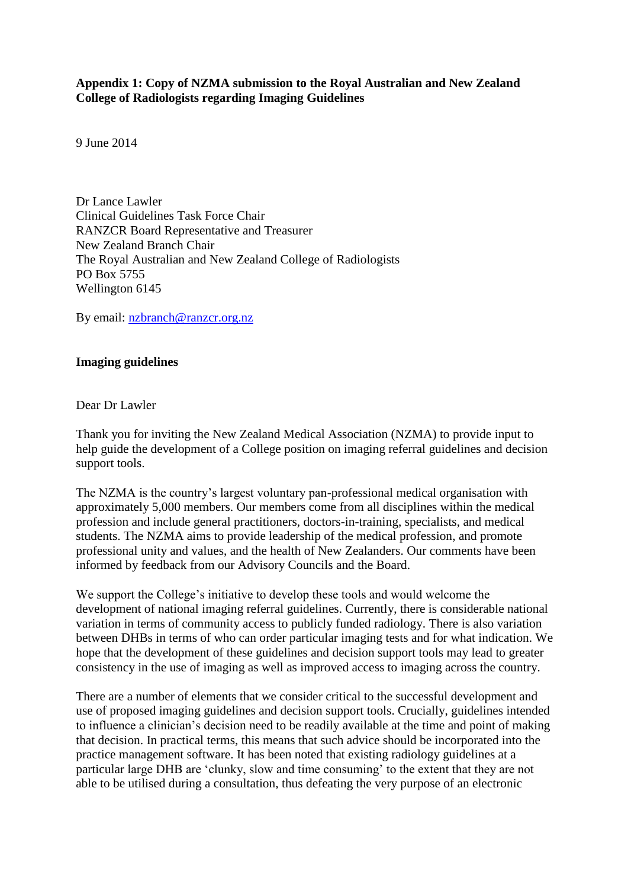**Appendix 1: Copy of NZMA submission to the Royal Australian and New Zealand College of Radiologists regarding Imaging Guidelines**

9 June 2014

Dr Lance Lawler
Clinical Guidelines Task Force Chair
RANZCR Board Representative and Treasurer
New Zealand Branch Chair
The Royal Australian and New Zealand College of Radiologists
PO Box 5755
Wellington 6145

By email: nzbranch@ranzcr.org.nz

**Imaging guidelines**

Dear Dr Lawler

Thank you for inviting the New Zealand Medical Association (NZMA) to provide input to help guide the development of a College position on imaging referral guidelines and decision support tools.

The NZMA is the country's largest voluntary pan-professional medical organisation with approximately 5,000 members. Our members come from all disciplines within the medical profession and include general practitioners, doctors-in-training, specialists, and medical students. The NZMA aims to provide leadership of the medical profession, and promote professional unity and values, and the health of New Zealanders. Our comments have been informed by feedback from our Advisory Councils and the Board.

We support the College's initiative to develop these tools and would welcome the development of national imaging referral guidelines. Currently, there is considerable national variation in terms of community access to publicly funded radiology. There is also variation between DHBs in terms of who can order particular imaging tests and for what indication. We hope that the development of these guidelines and decision support tools may lead to greater consistency in the use of imaging as well as improved access to imaging across the country.

There are a number of elements that we consider critical to the successful development and use of proposed imaging guidelines and decision support tools. Crucially, guidelines intended to influence a clinician's decision need to be readily available at the time and point of making that decision. In practical terms, this means that such advice should be incorporated into the practice management software. It has been noted that existing radiology guidelines at a particular large DHB are 'clunky, slow and time consuming' to the extent that they are not able to be utilised during a consultation, thus defeating the very purpose of an electronic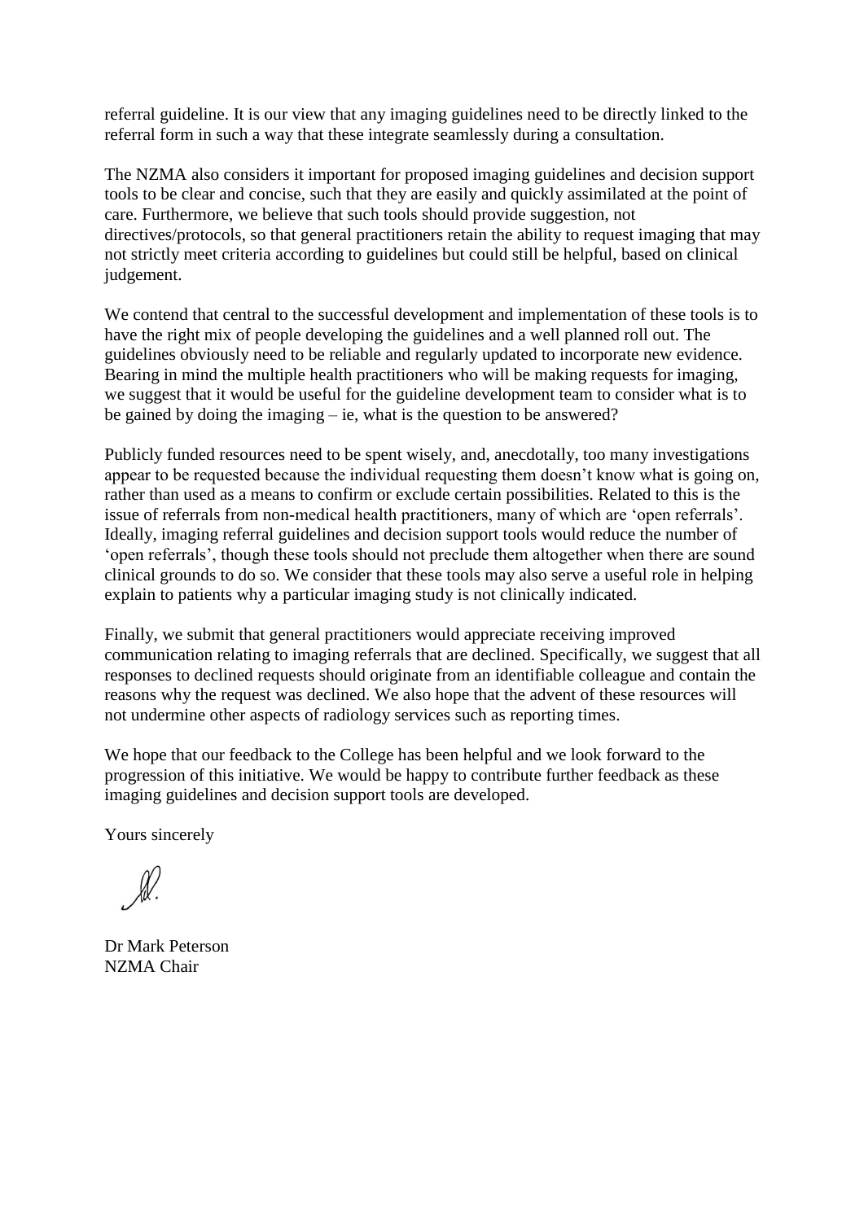referral guideline. It is our view that any imaging guidelines need to be directly linked to the referral form in such a way that these integrate seamlessly during a consultation.

The NZMA also considers it important for proposed imaging guidelines and decision support tools to be clear and concise, such that they are easily and quickly assimilated at the point of care. Furthermore, we believe that such tools should provide suggestion, not directives/protocols, so that general practitioners retain the ability to request imaging that may not strictly meet criteria according to guidelines but could still be helpful, based on clinical judgement.

We contend that central to the successful development and implementation of these tools is to have the right mix of people developing the guidelines and a well planned roll out. The guidelines obviously need to be reliable and regularly updated to incorporate new evidence. Bearing in mind the multiple health practitioners who will be making requests for imaging, we suggest that it would be useful for the guideline development team to consider what is to be gained by doing the imaging – ie, what is the question to be answered?

Publicly funded resources need to be spent wisely, and, anecdotally, too many investigations appear to be requested because the individual requesting them doesn't know what is going on, rather than used as a means to confirm or exclude certain possibilities. Related to this is the issue of referrals from non-medical health practitioners, many of which are 'open referrals'. Ideally, imaging referral guidelines and decision support tools would reduce the number of 'open referrals', though these tools should not preclude them altogether when there are sound clinical grounds to do so. We consider that these tools may also serve a useful role in helping explain to patients why a particular imaging study is not clinically indicated.

Finally, we submit that general practitioners would appreciate receiving improved communication relating to imaging referrals that are declined. Specifically, we suggest that all responses to declined requests should originate from an identifiable colleague and contain the reasons why the request was declined. We also hope that the advent of these resources will not undermine other aspects of radiology services such as reporting times.

We hope that our feedback to the College has been helpful and we look forward to the progression of this initiative. We would be happy to contribute further feedback as these imaging guidelines and decision support tools are developed.

Yours sincerely

Dr Mark Peterson
NZMA Chair